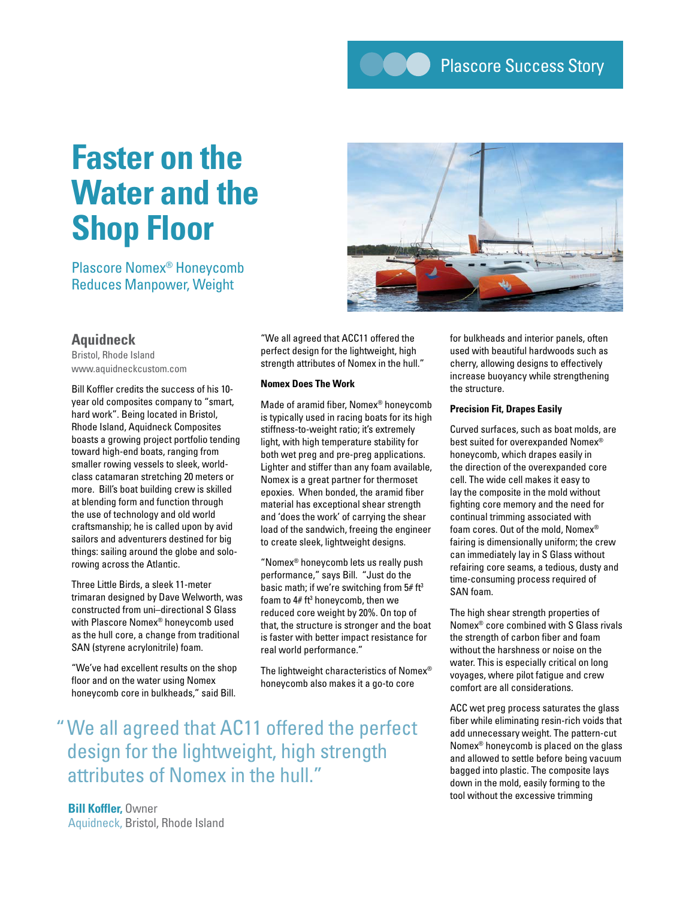Plascore Success Story

# Faster on the Water and the Shop Floor

## Plascore Nomex® Honeycomb Reduces Manpower, Weight

### Aquidneck

Bristol, Rhode Island
www.aquidneckcustom.com

Bill Koffler credits the success of his 10-year old composites company to "smart, hard work". Being located in Bristol, Rhode Island, Aquidneck Composites boasts a growing project portfolio tending toward high-end boats, ranging from smaller rowing vessels to sleek, world-class catamaran stretching 20 meters or more. Bill's boat building crew is skilled at blending form and function through the use of technology and old world craftsmanship; he is called upon by avid sailors and adventurers destined for big things: sailing around the globe and solo-rowing across the Atlantic.

Three Little Birds, a sleek 11-meter trimaran designed by Dave Welworth, was constructed from uni–directional S Glass with Plascore Nomex® honeycomb used as the hull core, a change from traditional SAN (styrene acrylonitrile) foam.

"We've had excellent results on the shop floor and on the water using Nomex honeycomb core in bulkheads," said Bill. "We all agreed that ACC11 offered the perfect design for the lightweight, high strength attributes of Nomex in the hull."

**Nomex Does The Work**

Made of aramid fiber, Nomex® honeycomb is typically used in racing boats for its high stiffness-to-weight ratio; it's extremely light, with high temperature stability for both wet preg and pre-preg applications. Lighter and stiffer than any foam available, Nomex is a great partner for thermoset epoxies. When bonded, the aramid fiber material has exceptional shear strength and 'does the work' of carrying the shear load of the sandwich, freeing the engineer to create sleek, lightweight designs.

"Nomex® honeycomb lets us really push performance," says Bill. "Just do the basic math; if we're switching from 5# ft³ foam to 4# ft³ honeycomb, then we reduced core weight by 20%. On top of that, the structure is stronger and the boat is faster with better impact resistance for real world performance."

The lightweight characteristics of Nomex® honeycomb also makes it a go-to core for bulkheads and interior panels, often used with beautiful hardwoods such as cherry, allowing designs to effectively increase buoyancy while strengthening the structure.

**Precision Fit, Drapes Easily**

Curved surfaces, such as boat molds, are best suited for overexpanded Nomex® honeycomb, which drapes easily in the direction of the overexpanded core cell. The wide cell makes it easy to lay the composite in the mold without fighting core memory and the need for continual trimming associated with foam cores. Out of the mold, Nomex® fairing is dimensionally uniform; the crew can immediately lay in S Glass without refairing core seams, a tedious, dusty and time-consuming process required of SAN foam.

The high shear strength properties of Nomex® core combined with S Glass rivals the strength of carbon fiber and foam without the harshness or noise on the water. This is especially critical on long voyages, where pilot fatigue and crew comfort are all considerations.

ACC wet preg process saturates the glass fiber while eliminating resin-rich voids that add unnecessary weight. The pattern-cut Nomex® honeycomb is placed on the glass and allowed to settle before being vacuum bagged into plastic. The composite lays down in the mold, easily forming to the tool without the excessive trimming

> "We all agreed that AC11 offered the perfect design for the lightweight, high strength attributes of Nomex in the hull."
>
> **Bill Koffler,** Owner
> Aquidneck, Bristol, Rhode Island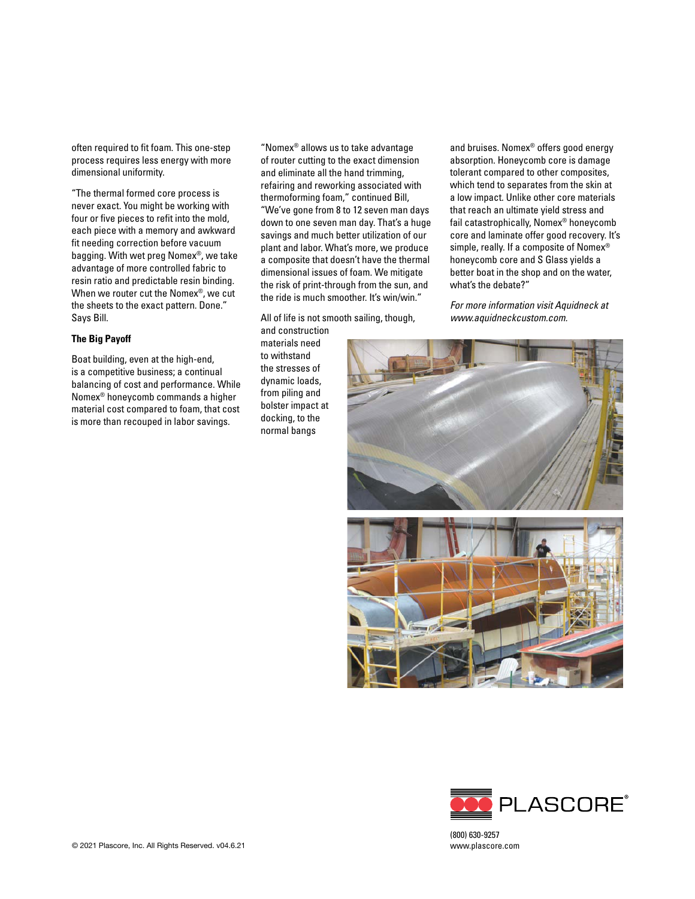often required to fit foam. This one-step process requires less energy with more dimensional uniformity.

"The thermal formed core process is never exact. You might be working with four or five pieces to refit into the mold, each piece with a memory and awkward fit needing correction before vacuum bagging. With wet preg Nomex®, we take advantage of more controlled fabric to resin ratio and predictable resin binding. When we router cut the Nomex®, we cut the sheets to the exact pattern. Done." Says Bill.

**The Big Payoff**

Boat building, even at the high-end, is a competitive business; a continual balancing of cost and performance. While Nomex® honeycomb commands a higher material cost compared to foam, that cost is more than recouped in labor savings.

"Nomex® allows us to take advantage of router cutting to the exact dimension and eliminate all the hand trimming, refairing and reworking associated with thermoforming foam," continued Bill, "We've gone from 8 to 12 seven man days down to one seven man day. That's a huge savings and much better utilization of our plant and labor. What's more, we produce a composite that doesn't have the thermal dimensional issues of foam. We mitigate the risk of print-through from the sun, and the ride is much smoother. It's win/win."

All of life is not smooth sailing, though, and construction materials need to withstand the stresses of dynamic loads, from piling and bolster impact at docking, to the normal bangs and bruises. Nomex® offers good energy absorption. Honeycomb core is damage tolerant compared to other composites, which tend to separates from the skin at a low impact. Unlike other core materials that reach an ultimate yield stress and fail catastrophically, Nomex® honeycomb core and laminate offer good recovery. It's simple, really. If a composite of Nomex® honeycomb core and S Glass yields a better boat in the shop and on the water, what's the debate?"

*For more information visit Aquidneck at www.aquidneckcustom.com.*

PLASCORE®

(800) 630-9257
www.plascore.com

© 2021 Plascore, Inc. All Rights Reserved. v04.6.21